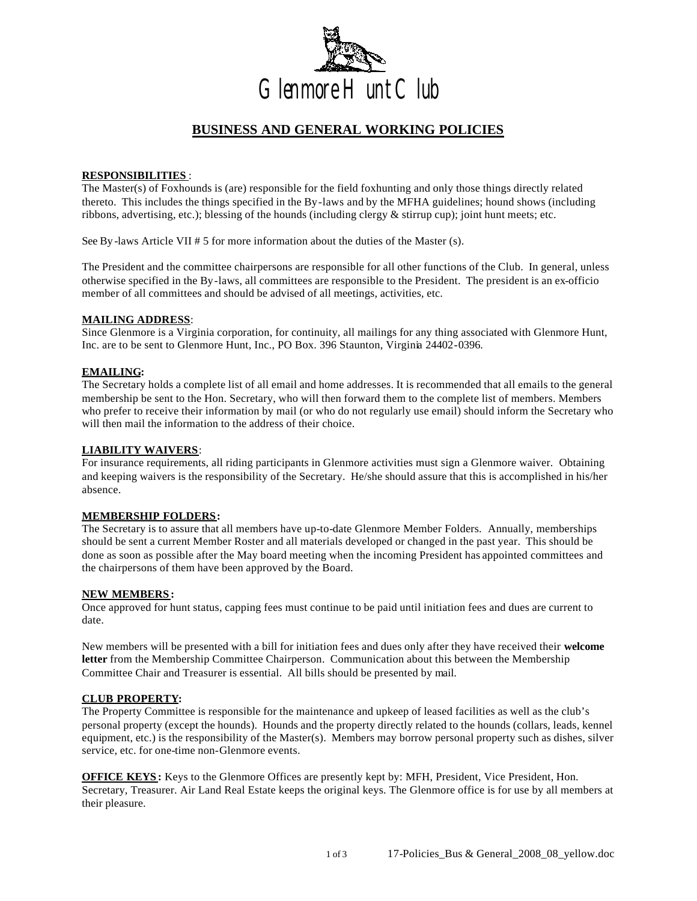# Glenmore Hunt Club

## BUSINESS AND GENERAL WORKING POLICIES

**RESPONSIBILITIES**:
The Master(s) of Foxhounds is (are) responsible for the field foxhunting and only those things directly related thereto. This includes the things specified in the By-laws and by the MFHA guidelines; hound shows (including ribbons, advertising, etc.); blessing of the hounds (including clergy & stirrup cup); joint hunt meets; etc.

See By-laws Article VII # 5 for more information about the duties of the Master (s).

The President and the committee chairpersons are responsible for all other functions of the Club. In general, unless otherwise specified in the By-laws, all committees are responsible to the President. The president is an ex-officio member of all committees and should be advised of all meetings, activities, etc.

**MAILING ADDRESS**:
Since Glenmore is a Virginia corporation, for continuity, all mailings for any thing associated with Glenmore Hunt, Inc. are to be sent to Glenmore Hunt, Inc., PO Box. 396 Staunton, Virginia 24402-0396.

**EMAILING:**
The Secretary holds a complete list of all email and home addresses. It is recommended that all emails to the general membership be sent to the Hon. Secretary, who will then forward them to the complete list of members. Members who prefer to receive their information by mail (or who do not regularly use email) should inform the Secretary who will then mail the information to the address of their choice.

**LIABILITY WAIVERS**:
For insurance requirements, all riding participants in Glenmore activities must sign a Glenmore waiver. Obtaining and keeping waivers is the responsibility of the Secretary. He/she should assure that this is accomplished in his/her absence.

**MEMBERSHIP FOLDERS:**
The Secretary is to assure that all members have up-to-date Glenmore Member Folders. Annually, memberships should be sent a current Member Roster and all materials developed or changed in the past year. This should be done as soon as possible after the May board meeting when the incoming President has appointed committees and the chairpersons of them have been approved by the Board.

**NEW MEMBERS:**
Once approved for hunt status, capping fees must continue to be paid until initiation fees and dues are current to date.

New members will be presented with a bill for initiation fees and dues only after they have received their **welcome letter** from the Membership Committee Chairperson. Communication about this between the Membership Committee Chair and Treasurer is essential. All bills should be presented by mail.

**CLUB PROPERTY:**
The Property Committee is responsible for the maintenance and upkeep of leased facilities as well as the club's personal property (except the hounds). Hounds and the property directly related to the hounds (collars, leads, kennel equipment, etc.) is the responsibility of the Master(s). Members may borrow personal property such as dishes, silver service, etc. for one-time non-Glenmore events.

**OFFICE KEYS:** Keys to the Glenmore Offices are presently kept by: MFH, President, Vice President, Hon. Secretary, Treasurer. Air Land Real Estate keeps the original keys. The Glenmore office is for use by all members at their pleasure.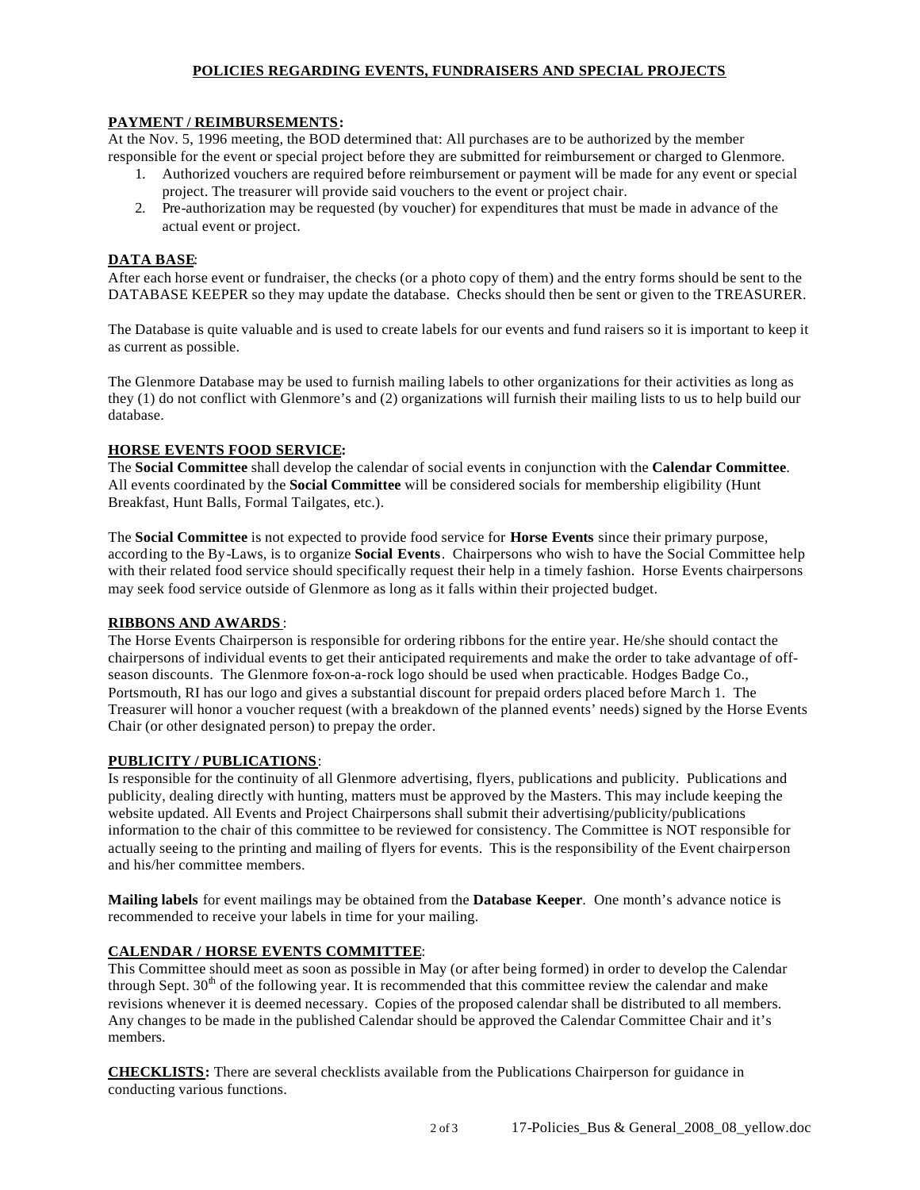# POLICIES REGARDING EVENTS, FUNDRAISERS AND SPECIAL PROJECTS

## PAYMENT / REIMBURSEMENTS:

At the Nov. 5, 1996 meeting, the BOD determined that: All purchases are to be authorized by the member responsible for the event or special project before they are submitted for reimbursement or charged to Glenmore.

1. Authorized vouchers are required before reimbursement or payment will be made for any event or special project. The treasurer will provide said vouchers to the event or project chair.
2. Pre-authorization may be requested (by voucher) for expenditures that must be made in advance of the actual event or project.

## DATA BASE:

After each horse event or fundraiser, the checks (or a photo copy of them) and the entry forms should be sent to the DATABASE KEEPER so they may update the database. Checks should then be sent or given to the TREASURER.

The Database is quite valuable and is used to create labels for our events and fund raisers so it is important to keep it as current as possible.

The Glenmore Database may be used to furnish mailing labels to other organizations for their activities as long as they (1) do not conflict with Glenmore's and (2) organizations will furnish their mailing lists to us to help build our database.

## HORSE EVENTS FOOD SERVICE:

The **Social Committee** shall develop the calendar of social events in conjunction with the **Calendar Committee**. All events coordinated by the **Social Committee** will be considered socials for membership eligibility (Hunt Breakfast, Hunt Balls, Formal Tailgates, etc.).

The **Social Committee** is not expected to provide food service for **Horse Events** since their primary purpose, according to the By-Laws, is to organize **Social Events**. Chairpersons who wish to have the Social Committee help with their related food service should specifically request their help in a timely fashion. Horse Events chairpersons may seek food service outside of Glenmore as long as it falls within their projected budget.

## RIBBONS AND AWARDS:

The Horse Events Chairperson is responsible for ordering ribbons for the entire year. He/she should contact the chairpersons of individual events to get their anticipated requirements and make the order to take advantage of off-season discounts. The Glenmore fox-on-a-rock logo should be used when practicable. Hodges Badge Co., Portsmouth, RI has our logo and gives a substantial discount for prepaid orders placed before March 1. The Treasurer will honor a voucher request (with a breakdown of the planned events' needs) signed by the Horse Events Chair (or other designated person) to prepay the order.

## PUBLICITY / PUBLICATIONS:

Is responsible for the continuity of all Glenmore advertising, flyers, publications and publicity. Publications and publicity, dealing directly with hunting, matters must be approved by the Masters. This may include keeping the website updated. All Events and Project Chairpersons shall submit their advertising/publicity/publications information to the chair of this committee to be reviewed for consistency. The Committee is NOT responsible for actually seeing to the printing and mailing of flyers for events. This is the responsibility of the Event chairperson and his/her committee members.

**Mailing labels** for event mailings may be obtained from the **Database Keeper**. One month's advance notice is recommended to receive your labels in time for your mailing.

## CALENDAR / HORSE EVENTS COMMITTEE:

This Committee should meet as soon as possible in May (or after being formed) in order to develop the Calendar through Sept. 30th of the following year. It is recommended that this committee review the calendar and make revisions whenever it is deemed necessary. Copies of the proposed calendar shall be distributed to all members. Any changes to be made in the published Calendar should be approved the Calendar Committee Chair and it's members.

**CHECKLISTS:** There are several checklists available from the Publications Chairperson for guidance in conducting various functions.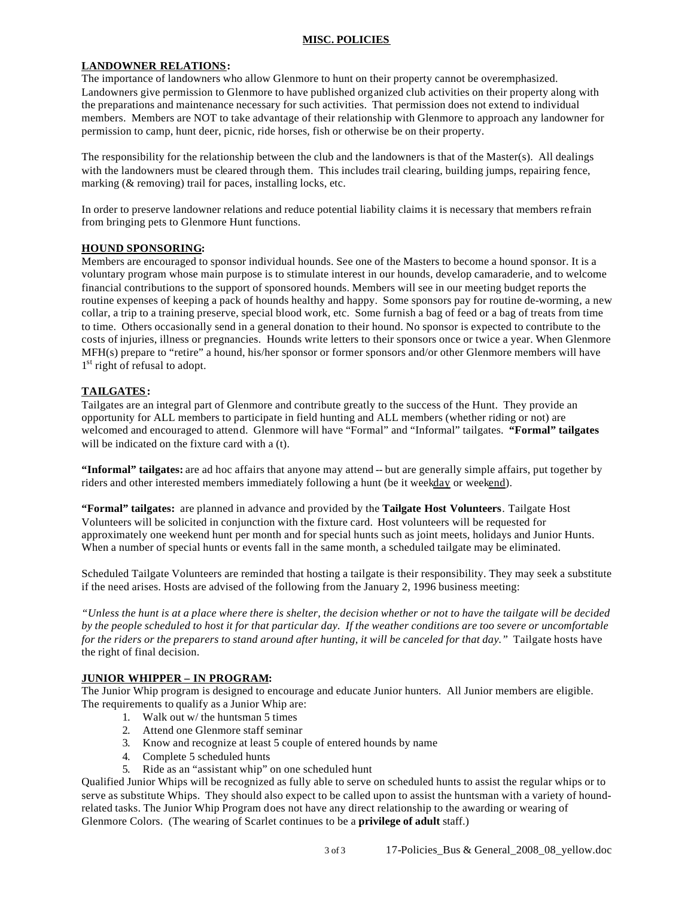## MISC. POLICIES

### LANDOWNER RELATIONS:

The importance of landowners who allow Glenmore to hunt on their property cannot be overemphasized. Landowners give permission to Glenmore to have published organized club activities on their property along with the preparations and maintenance necessary for such activities. That permission does not extend to individual members. Members are NOT to take advantage of their relationship with Glenmore to approach any landowner for permission to camp, hunt deer, picnic, ride horses, fish or otherwise be on their property.

The responsibility for the relationship between the club and the landowners is that of the Master(s). All dealings with the landowners must be cleared through them. This includes trail clearing, building jumps, repairing fence, marking (& removing) trail for paces, installing locks, etc.

In order to preserve landowner relations and reduce potential liability claims it is necessary that members refrain from bringing pets to Glenmore Hunt functions.

### HOUND SPONSORING:

Members are encouraged to sponsor individual hounds. See one of the Masters to become a hound sponsor. It is a voluntary program whose main purpose is to stimulate interest in our hounds, develop camaraderie, and to welcome financial contributions to the support of sponsored hounds. Members will see in our meeting budget reports the routine expenses of keeping a pack of hounds healthy and happy. Some sponsors pay for routine de-worming, a new collar, a trip to a training preserve, special blood work, etc. Some furnish a bag of feed or a bag of treats from time to time. Others occasionally send in a general donation to their hound. No sponsor is expected to contribute to the costs of injuries, illness or pregnancies. Hounds write letters to their sponsors once or twice a year. When Glenmore MFH(s) prepare to "retire" a hound, his/her sponsor or former sponsors and/or other Glenmore members will have 1st right of refusal to adopt.

### TAILGATES:

Tailgates are an integral part of Glenmore and contribute greatly to the success of the Hunt. They provide an opportunity for ALL members to participate in field hunting and ALL members (whether riding or not) are welcomed and encouraged to attend. Glenmore will have "Formal" and "Informal" tailgates. **"Formal" tailgates** will be indicated on the fixture card with a (t).

**"Informal" tailgates:** are ad hoc affairs that anyone may attend -- but are generally simple affairs, put together by riders and other interested members immediately following a hunt (be it weekday or weekend).

**"Formal" tailgates:** are planned in advance and provided by the **Tailgate Host Volunteers**. Tailgate Host Volunteers will be solicited in conjunction with the fixture card. Host volunteers will be requested for approximately one weekend hunt per month and for special hunts such as joint meets, holidays and Junior Hunts. When a number of special hunts or events fall in the same month, a scheduled tailgate may be eliminated.

Scheduled Tailgate Volunteers are reminded that hosting a tailgate is their responsibility. They may seek a substitute if the need arises. Hosts are advised of the following from the January 2, 1996 business meeting:

*"Unless the hunt is at a place where there is shelter, the decision whether or not to have the tailgate will be decided by the people scheduled to host it for that particular day. If the weather conditions are too severe or uncomfortable for the riders or the preparers to stand around after hunting, it will be canceled for that day."* Tailgate hosts have the right of final decision.

### JUNIOR WHIPPER – IN PROGRAM:

The Junior Whip program is designed to encourage and educate Junior hunters. All Junior members are eligible. The requirements to qualify as a Junior Whip are:

1. Walk out w/ the huntsman 5 times
2. Attend one Glenmore staff seminar
3. Know and recognize at least 5 couple of entered hounds by name
4. Complete 5 scheduled hunts
5. Ride as an "assistant whip" on one scheduled hunt

Qualified Junior Whips will be recognized as fully able to serve on scheduled hunts to assist the regular whips or to serve as substitute Whips. They should also expect to be called upon to assist the huntsman with a variety of hound-related tasks. The Junior Whip Program does not have any direct relationship to the awarding or wearing of Glenmore Colors. (The wearing of Scarlet continues to be a **privilege of adult** staff.)